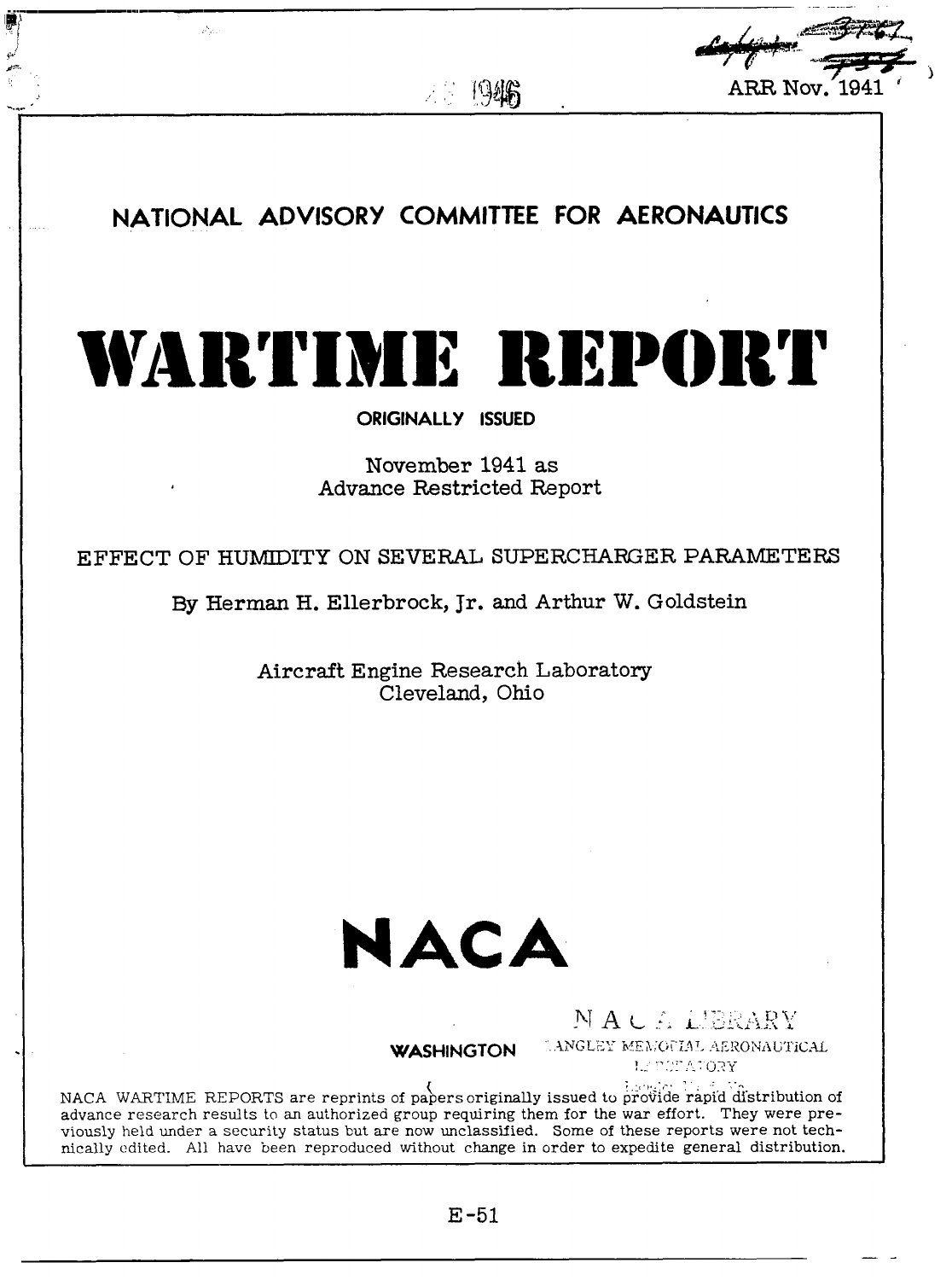ARR Nov. 1941

# NATIONAL ADVISORY COMMITTEE FOR AERONAUTICS

# WARTIME REPORT

**ORIGINALLY ISSUED**

November 1941 as
Advance Restricted Report

## EFFECT OF HUMIDITY ON SEVERAL SUPERCHARGER PARAMETERS

By Herman H. Ellerbrock, Jr. and Arthur W. Goldstein

Aircraft Engine Research Laboratory
Cleveland, Ohio

# NACA

**WASHINGTON**

NACA WARTIME REPORTS are reprints of papers originally issued to provide rapid distribution of advance research results to an authorized group requiring them for the war effort. They were previously held under a security status but are now unclassified. Some of these reports were not technically edited. All have been reproduced without change in order to expedite general distribution.

E-51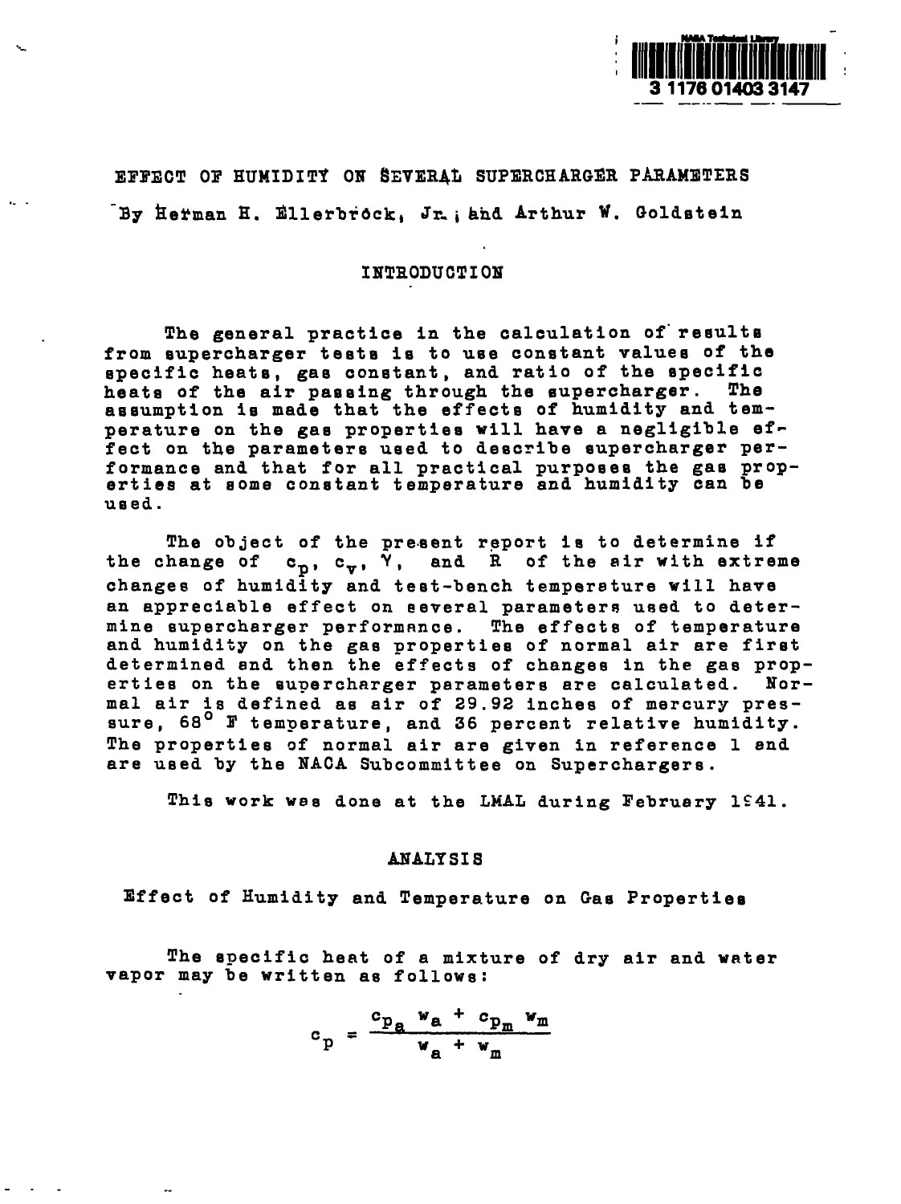# EFFECT OF HUMIDITY ON SEVERAL SUPERCHARGER PARAMETERS

By Herman H. Ellerbrock, Jr.; and Arthur W. Goldstein

## INTRODUCTION

The general practice in the calculation of results from supercharger tests is to use constant values of the specific heats, gas constant, and ratio of the specific heats of the air passing through the supercharger. The assumption is made that the effects of humidity and temperature on the gas properties will have a negligible effect on the parameters used to describe supercharger performance and that for all practical purposes the gas properties at some constant temperature and humidity can be used.

The object of the present report is to determine if the change of $c_p$, $c_v$, $\gamma$, and $R$ of the air with extreme changes of humidity and test-bench temperature will have an appreciable effect on several parameters used to determine supercharger performance. The effects of temperature and humidity on the gas properties of normal air are first determined and then the effects of changes in the gas properties on the supercharger parameters are calculated. Normal air is defined as air of 29.92 inches of mercury pressure, 68° F temperature, and 36 percent relative humidity. The properties of normal air are given in reference 1 and are used by the NACA Subcommittee on Superchargers.

This work was done at the LMAL during February 1941.

## ANALYSIS

### Effect of Humidity and Temperature on Gas Properties

The specific heat of a mixture of dry air and water vapor may be written as follows:

$$c_p = \frac{c_{p_a} w_a + c_{p_m} w_m}{w_a + w_m}$$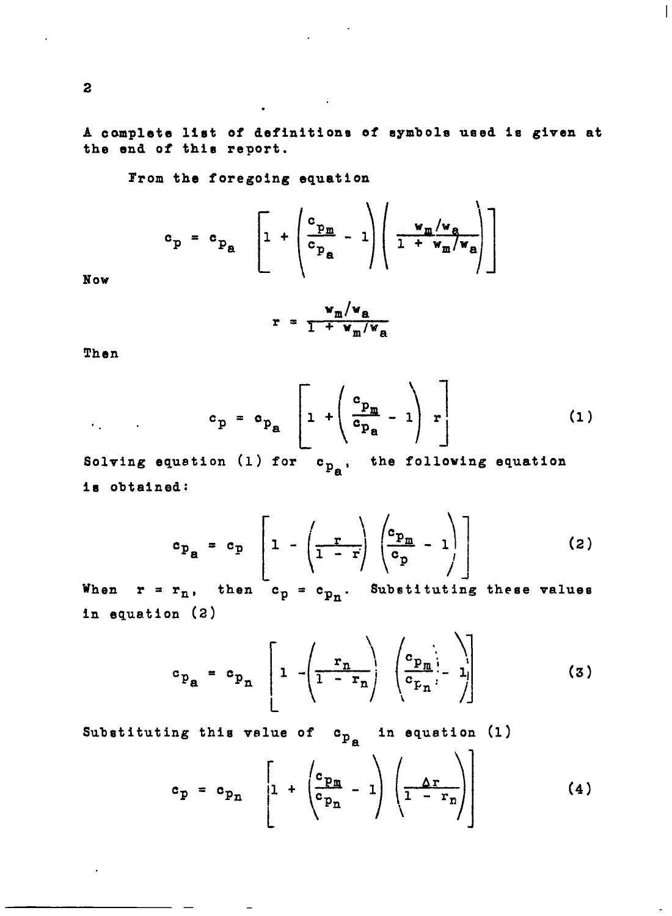A complete list of definitions of symbols used is given at the end of this report.

From the foregoing equation

$$c_p = c_{p_a} \left[1 + \left(\frac{c_{p_m}}{c_{p_a}} - 1\right)\left(\frac{w_m/w_a}{1 + w_m/w_a}\right)\right]$$

Now

$$r = \frac{w_m/w_a}{1 + w_m/w_a}$$

Then

$$c_p = c_{p_a} \left[1 + \left(\frac{c_{p_m}}{c_{p_a}} - 1\right) r\right] \tag{1}$$

Solving equation (1) for $c_{p_a}$, the following equation is obtained:

$$c_{p_a} = c_p \left[1 - \left(\frac{r}{1 - r}\right)\left(\frac{c_{p_m}}{c_p} - 1\right)\right] \tag{2}$$

When $r = r_n$, then $c_p = c_{p_n}$. Substituting these values in equation (2)

$$c_{p_a} = c_{p_n} \left[1 - \left(\frac{r_n}{1 - r_n}\right)\left(\frac{c_{p_m}}{c_{p_n}} - 1\right)\right] \tag{3}$$

Substituting this value of $c_{p_a}$ in equation (1)

$$c_p = c_{p_n} \left[1 + \left(\frac{c_{p_m}}{c_{p_n}} - 1\right)\left(\frac{\Delta r}{1 - r_n}\right)\right] \tag{4}$$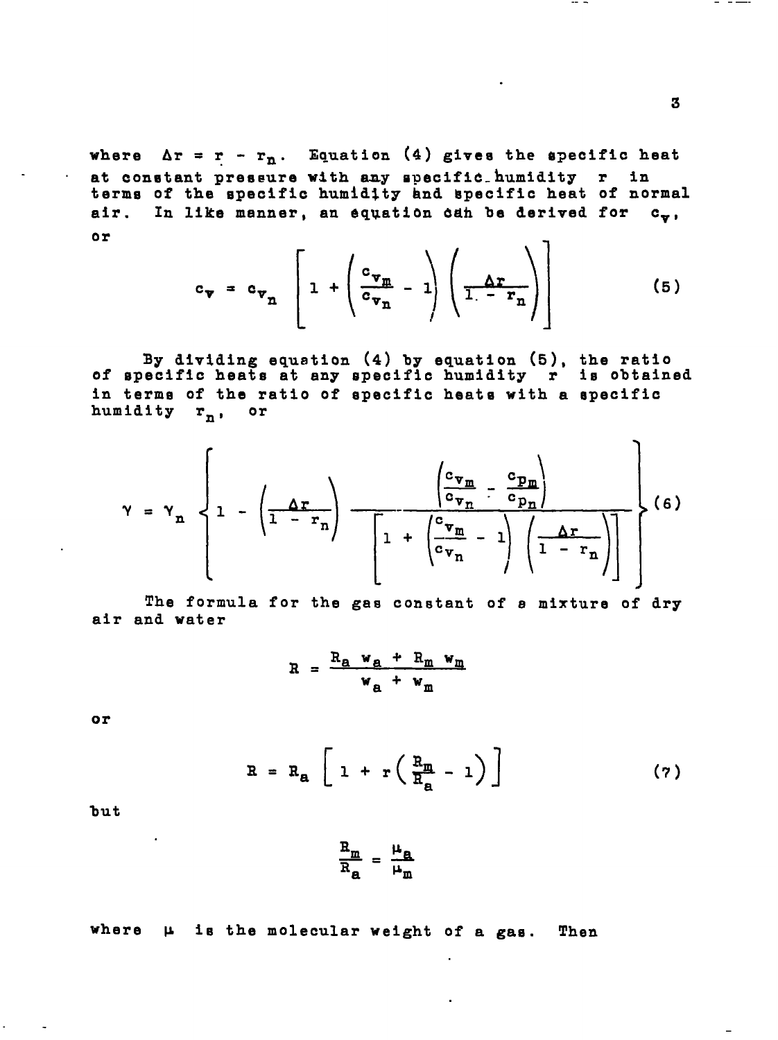where $\Delta r = r - r_n$. Equation (4) gives the specific heat at constant pressure with any specific humidity $r$ in terms of the specific humidity and specific heat of normal air. In like manner, an equation can be derived for $c_v$, or

$$c_v = c_{v_n} \left[ 1 + \left( \frac{c_{v_m}}{c_{v_n}} - 1 \right) \left( \frac{\Delta r}{1 - r_n} \right) \right] \tag{5}$$

By dividing equation (4) by equation (5), the ratio of specific heats at any specific humidity $r$ is obtained in terms of the ratio of specific heats with a specific humidity $r_n$, or

$$\gamma = \gamma_n \left\{ 1 - \left( \frac{\Delta r}{1 - r_n} \right) \frac{\left( \frac{c_{v_m}}{c_{v_n}} - \frac{c_{p_m}}{c_{p_n}} \right)}{\left[ 1 + \left( \frac{c_{v_m}}{c_{v_n}} - 1 \right) \left( \frac{\Delta r}{1 - r_n} \right) \right]} \right\} \tag{6}$$

The formula for the gas constant of a mixture of dry air and water

$$R = \frac{R_a \, w_a + R_m \, w_m}{w_a + w_m}$$

or

$$R = R_a \left[ 1 + r \left( \frac{R_m}{R_a} - 1 \right) \right] \tag{7}$$

but

$$\frac{R_m}{R_a} = \frac{\mu_a}{\mu_m}$$

where $\mu$ is the molecular weight of a gas. Then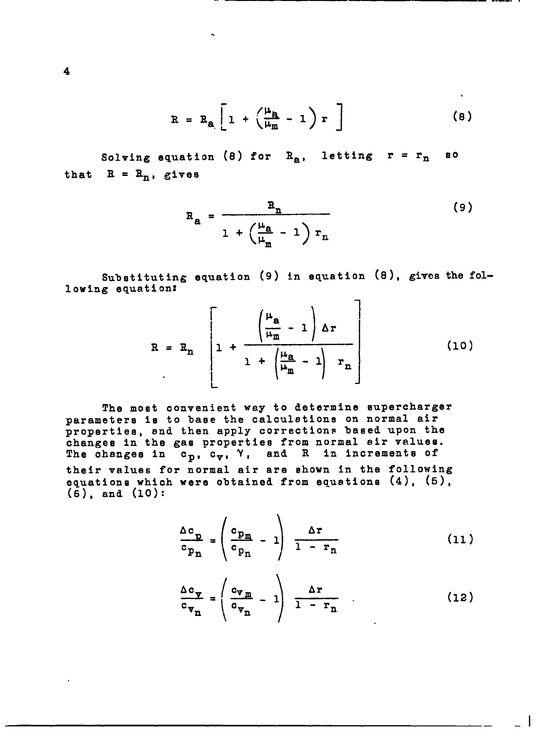$$R = R_a \left[ 1 + \left( \frac{\mu_a}{\mu_m} - 1 \right) r \right] \tag{8}$$

Solving equation (8) for $R_a$, letting $r = r_n$ so that $R = R_n$, gives

$$R_a = \frac{R_n}{1 + \left( \frac{\mu_a}{\mu_m} - 1 \right) r_n} \tag{9}$$

Substituting equation (9) in equation (8), gives the following equation:

$$R = R_n \left[ 1 + \frac{\left( \frac{\mu_a}{\mu_m} - 1 \right) \Delta r}{1 + \left( \frac{\mu_a}{\mu_m} - 1 \right) r_n} \right] \tag{10}$$

The most convenient way to determine supercharger parameters is to base the calculations on normal air properties, and then apply corrections based upon the changes in the gas properties from normal air values. The changes in $c_p$, $c_v$, $\gamma$, and $R$ in increments of their values for normal air are shown in the following equations which were obtained from equations (4), (5), (6), and (10):

$$\frac{\Delta c_p}{c_{p_n}} = \left( \frac{c_{p_m}}{c_{p_n}} - 1 \right) \frac{\Delta r}{1 - r_n} \tag{11}$$

$$\frac{\Delta c_v}{c_{v_n}} = \left( \frac{c_{v_m}}{c_{v_n}} - 1 \right) \frac{\Delta r}{1 - r_n} \tag{12}$$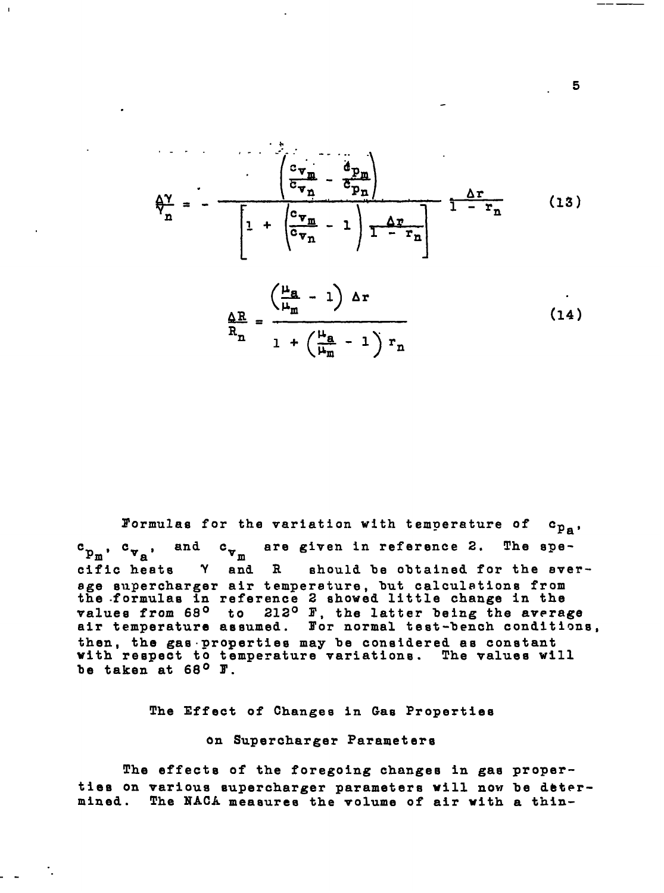$$\frac{\Delta\gamma}{\gamma_n} = -\frac{\left(\frac{c_{v_m}}{c_{v_n}} - \frac{c_{p_m}}{c_{p_n}}\right)}{\left[1 + \left(\frac{c_{v_m}}{c_{v_n}} - 1\right)\frac{\Delta r}{1 - r_n}\right]} \frac{\Delta r}{1 - r_n} \qquad (13)$$

$$\frac{\Delta R}{R_n} = \frac{\left(\frac{\mu_a}{\mu_m} - 1\right)\Delta r}{1 + \left(\frac{\mu_a}{\mu_m} - 1\right) r_n} \qquad (14)$$

Formulas for the variation with temperature of $c_{p_a}$, $c_{p_m}$, $c_{v_a}$, and $c_{v_m}$ are given in reference 2. The specific heats $\gamma$ and $R$ should be obtained for the average supercharger air temperature, but calculations from the formulas in reference 2 showed little change in the values from 68° to 212° F, the latter being the average air temperature assumed. For normal test-bench conditions, then, the gas properties may be considered as constant with respect to temperature variations. The values will be taken at 68° F.

## The Effect of Changes in Gas Properties on Supercharger Parameters

The effects of the foregoing changes in gas properties on various supercharger parameters will now be determined. The NACA measures the volume of air with a thin-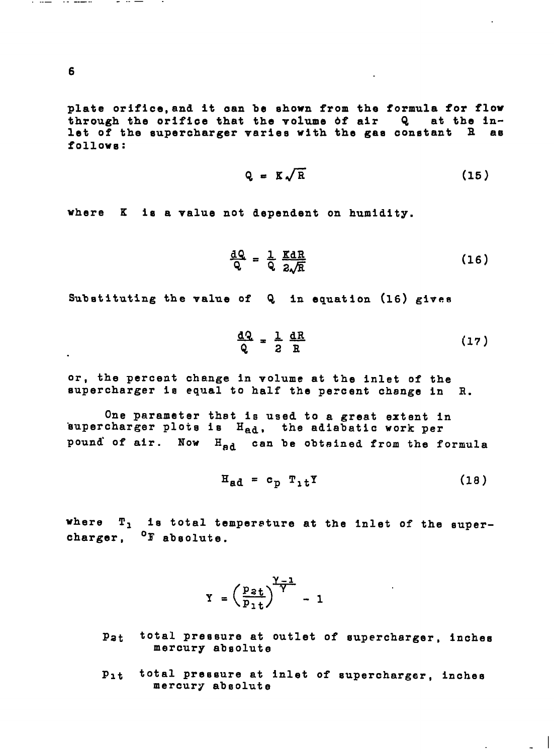plate orifice, and it can be shown from the formula for flow through the orifice that the volume of air $Q$ at the inlet of the supercharger varies with the gas constant $R$ as follows:

$$Q = K\sqrt{R} \tag{15}$$

where $K$ is a value not dependent on humidity.

$$\frac{dQ}{Q} = \frac{1}{Q} \frac{K dR}{2\sqrt{R}} \tag{16}$$

Substituting the value of $Q$ in equation (16) gives

$$\frac{dQ}{Q} = \frac{1}{2} \frac{dR}{R} \tag{17}$$

or, the percent change in volume at the inlet of the supercharger is equal to half the percent change in $R$.

One parameter that is used to a great extent in supercharger plots is $H_{ad}$, the adiabatic work per pound of air. Now $H_{ad}$ can be obtained from the formula

$$H_{ad} = c_p \, T_{1t} Y \tag{18}$$

where $T_1$ is total temperature at the inlet of the supercharger, $^{\circ}F$ absolute.

$$Y = \left(\frac{p_{2t}}{p_{1t}}\right)^{\frac{\gamma - 1}{\gamma}} - 1$$

$p_{2t}$ total pressure at outlet of supercharger, inches mercury absolute

$p_{1t}$ total pressure at inlet of supercharger, inches mercury absolute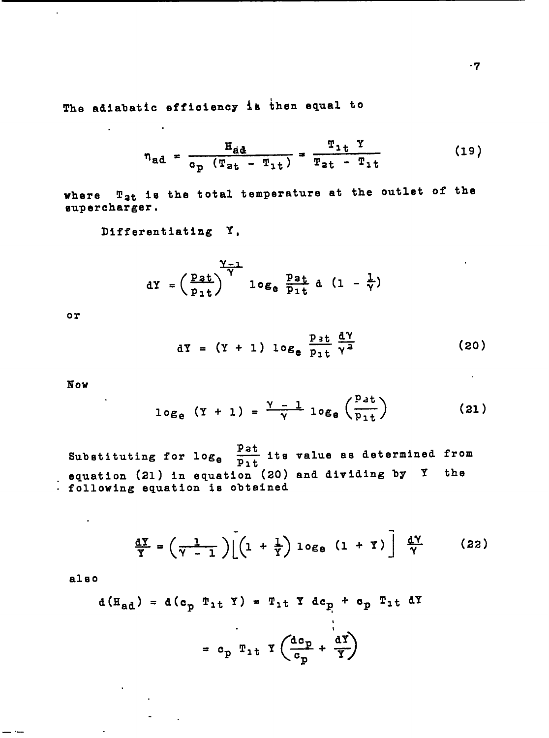The adiabatic efficiency is then equal to

$$\eta_{ad} = \frac{H_{ad}}{c_p\ (T_{2t} - T_{1t})} = \frac{T_{1t}\ Y}{T_{2t} - T_{1t}} \tag{19}$$

where $T_{2t}$ is the total temperature at the outlet of the supercharger.

Differentiating $Y$,

$$dY = \left(\frac{p_{2t}}{p_{1t}}\right)^{\frac{\gamma-1}{\gamma}} \log_e \frac{p_{2t}}{p_{1t}}\ d\ \left(1 - \frac{1}{\gamma}\right)$$

or

$$dY = (Y + 1)\ \log_e \frac{p_{2t}}{p_{1t}} \frac{d\gamma}{\gamma^2} \tag{20}$$

Now

$$\log_e\ (Y + 1) = \frac{\gamma - 1}{\gamma} \log_e \left(\frac{p_{2t}}{p_{1t}}\right) \tag{21}$$

Substituting for $\log_e \frac{p_{2t}}{p_{1t}}$ its value as determined from equation (21) in equation (20) and dividing by $Y$ the following equation is obtained

$$\frac{dY}{Y} = \left(\frac{1}{\gamma - 1}\right)\left[\left(1 + \frac{1}{Y}\right) \log_e\ (1 + Y)\right]\ \frac{d\gamma}{\gamma} \tag{22}$$

also

$$d(H_{ad}) = d(c_p\ T_{1t}\ Y) = T_{1t}\ Y\ dc_p + c_p\ T_{1t}\ dY$$

$$= c_p\ T_{1t}\ Y \left(\frac{dc_p}{c_p} + \frac{dY}{Y}\right)$$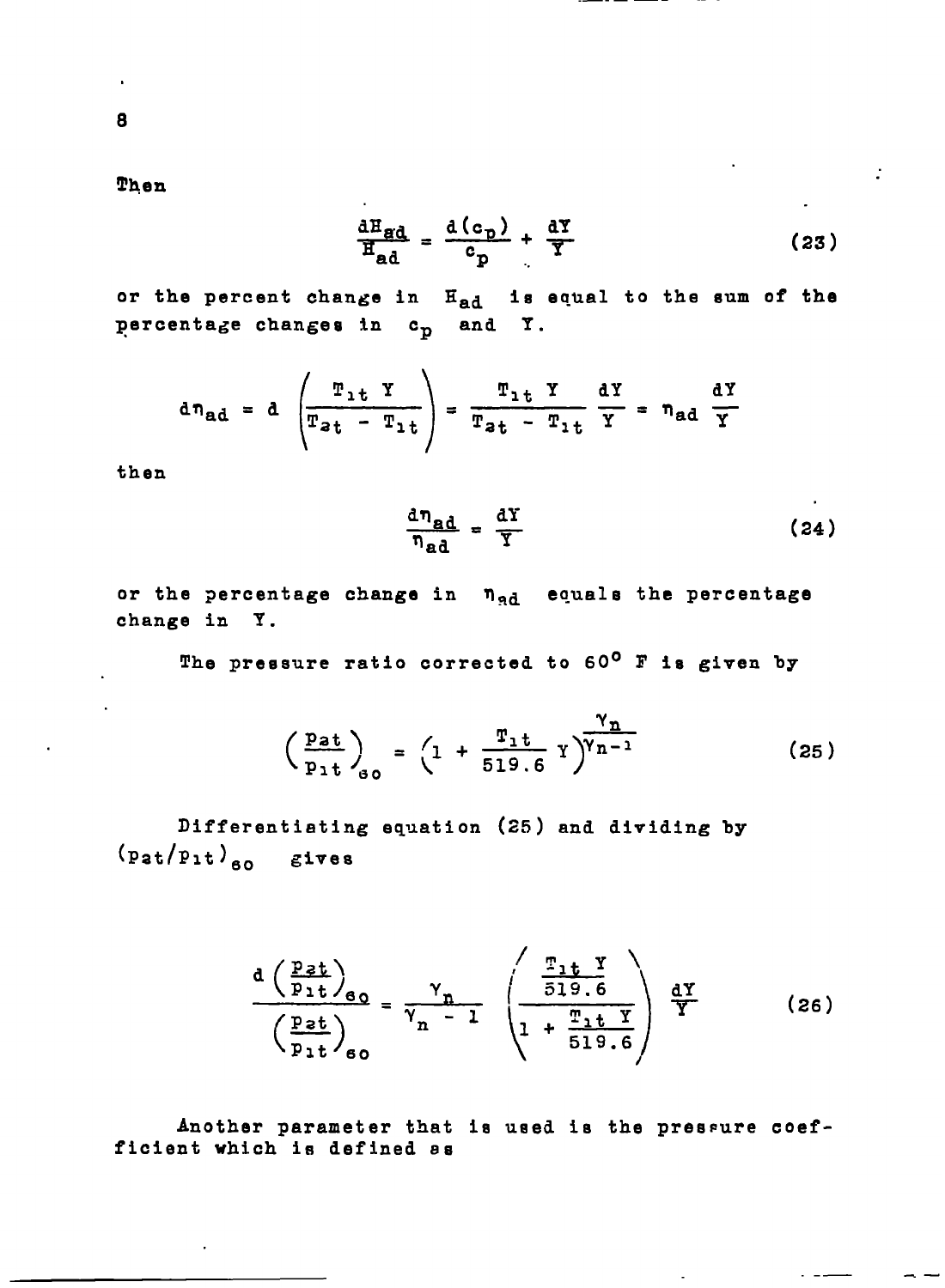Then

$$\frac{dH_{ad}}{H_{ad}} = \frac{d(c_p)}{c_p} + \frac{dY}{Y} \tag{23}$$

or the percent change in $H_{ad}$ is equal to the sum of the percentage changes in $c_p$ and $Y$.

$$d\eta_{ad} = d\left(\frac{T_{1t}\ Y}{T_{2t} - T_{1t}}\right) = \frac{T_{1t}\ Y}{T_{2t} - T_{1t}}\ \frac{dY}{Y} = \eta_{ad}\ \frac{dY}{Y}$$

then

$$\frac{d\eta_{ad}}{\eta_{ad}} = \frac{dY}{Y} \tag{24}$$

or the percentage change in $\eta_{ad}$ equals the percentage change in $Y$.

The pressure ratio corrected to 60° F is given by

$$\left(\frac{p_{2t}}{p_{1t}}\right)_{60} = \left(1 + \frac{T_{1t}}{519.6}\ Y\right)^{\frac{\gamma_n}{\gamma_n - 1}} \tag{25}$$

Differentiating equation (25) and dividing by $(p_{2t}/p_{1t})_{60}$ gives

$$\frac{d\left(\frac{p_{2t}}{p_{1t}}\right)_{60}}{\left(\frac{p_{2t}}{p_{1t}}\right)_{60}} = \frac{\gamma_n}{\gamma_n - 1}\ \left(\frac{\frac{T_{1t}\ Y}{519.6}}{1 + \frac{T_{1t}\ Y}{519.6}}\right)\ \frac{dY}{Y} \tag{26}$$

Another parameter that is used is the pressure coefficient which is defined as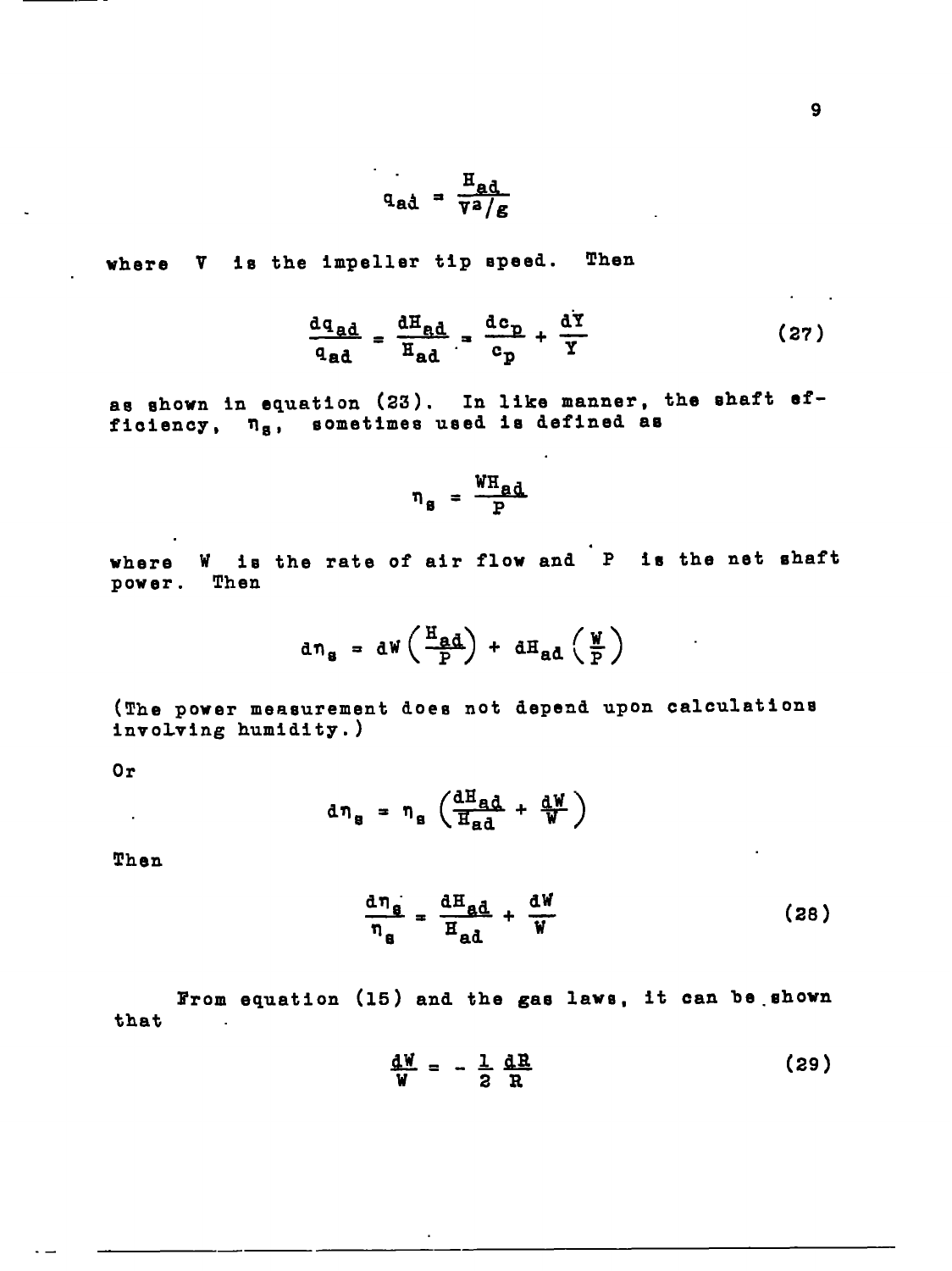$$q_{ad} = \frac{H_{ad}}{V^2/g}$$

where $V$ is the impeller tip speed. Then

$$\frac{dq_{ad}}{q_{ad}} = \frac{dH_{ad}}{H_{ad}} = \frac{dc_p}{c_p} + \frac{dY}{Y} \tag{27}$$

as shown in equation (23). In like manner, the shaft efficiency, $\eta_s$, sometimes used is defined as

$$\eta_s = \frac{WH_{ad}}{P}$$

where $W$ is the rate of air flow and $P$ is the net shaft power. Then

$$d\eta_s = dW\left(\frac{H_{ad}}{P}\right) + dH_{ad}\left(\frac{W}{P}\right)$$

(The power measurement does not depend upon calculations involving humidity.)

Or

$$d\eta_s = \eta_s\left(\frac{dH_{ad}}{H_{ad}} + \frac{dW}{W}\right)$$

Then

$$\frac{d\eta_s}{\eta_s} = \frac{dH_{ad}}{H_{ad}} + \frac{dW}{W} \tag{28}$$

From equation (15) and the gas laws, it can be shown that

$$\frac{dW}{W} = -\frac{1}{2}\frac{dR}{R} \tag{29}$$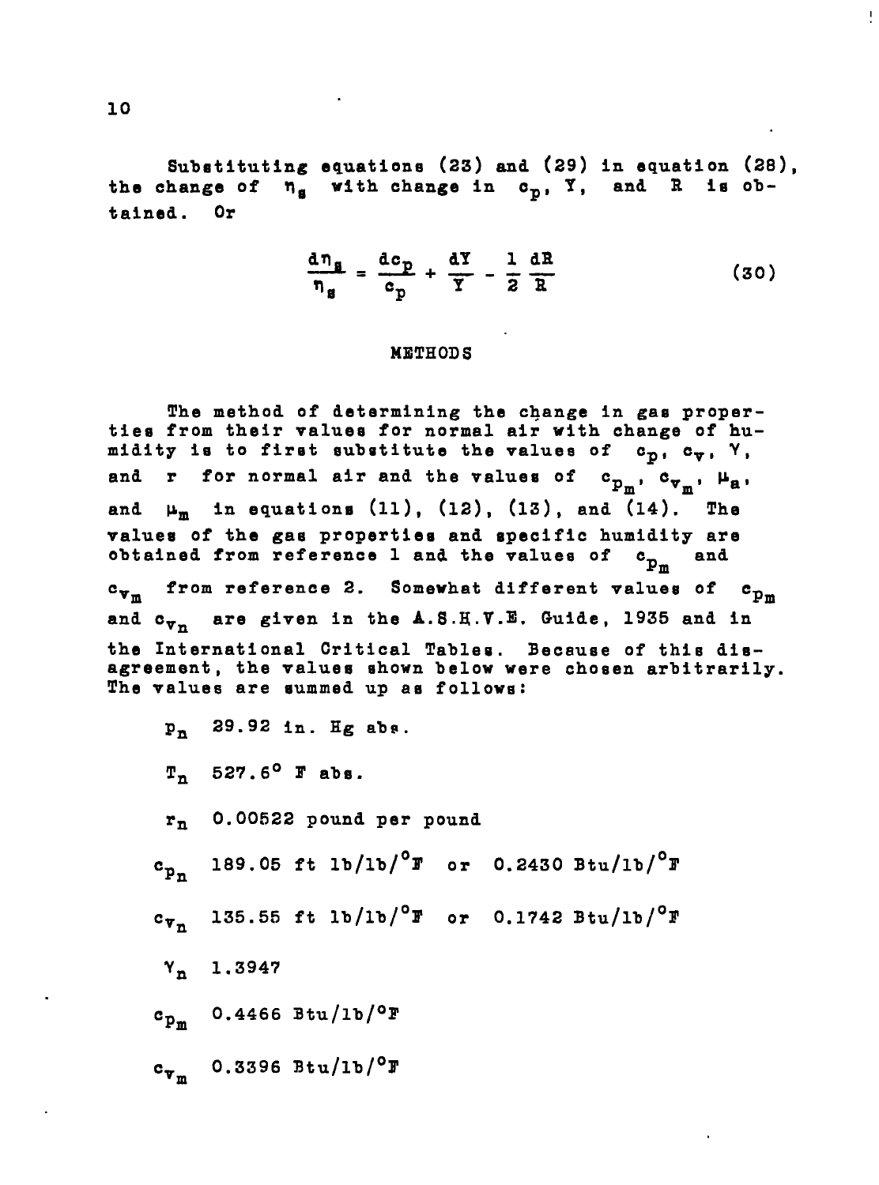Substituting equations (23) and (29) in equation (28), the change of $\eta_s$ with change in $c_p$, $Y$, and $R$ is obtained. Or

$$\frac{d\eta_s}{\eta_s} = \frac{dc_p}{c_p} + \frac{dY}{Y} - \frac{1}{2}\frac{dR}{R} \tag{30}$$

## METHODS

The method of determining the change in gas properties from their values for normal air with change of humidity is to first substitute the values of $c_p$, $c_v$, $\gamma$, and $r$ for normal air and the values of $c_{p_m}$, $c_{v_m}$, $\mu_a$, and $\mu_m$ in equations (11), (12), (13), and (14). The values of the gas properties and specific humidity are obtained from reference 1 and the values of $c_{p_m}$ and $c_{v_m}$ from reference 2. Somewhat different values of $c_{p_m}$ and $c_{v_n}$ are given in the A.S.H.V.E. Guide, 1935 and in the International Critical Tables. Because of this disagreement, the values shown below were chosen arbitrarily. The values are summed up as follows:

$p_n$ 29.92 in. Hg abs.

$T_n$ 527.6° F abs.

$r_n$ 0.00522 pound per pound

$c_{p_n}$ 189.05 ft lb/lb/°F or 0.2430 Btu/lb/°F

$c_{v_n}$ 135.55 ft lb/lb/°F or 0.1742 Btu/lb/°F

$\gamma_n$ 1.3947

$c_{p_m}$ 0.4466 Btu/lb/°F

$c_{v_m}$ 0.3396 Btu/lb/°F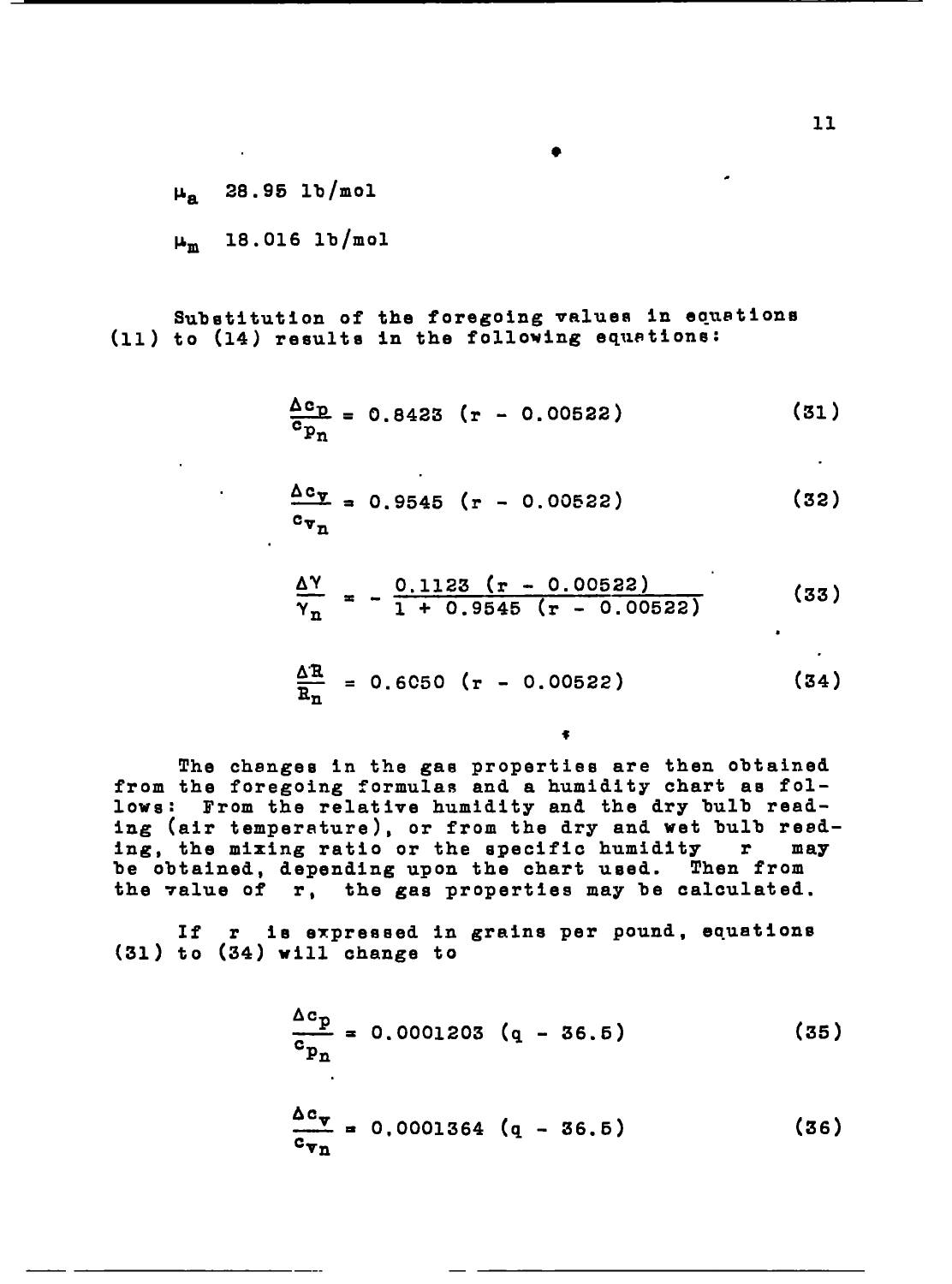$\mu_a$ 28.95 lb/mol

$\mu_m$ 18.016 lb/mol

Substitution of the foregoing values in equations (11) to (14) results in the following equations:

$$\frac{\Delta c_p}{c_{p_n}} = 0.8423\ (r - 0.00522) \tag{31}$$

$$\frac{\Delta c_v}{c_{v_n}} = 0.9545\ (r - 0.00522) \tag{32}$$

$$\frac{\Delta \gamma}{\gamma_n} = - \frac{0.1123\ (r - 0.00522)}{1 + 0.9545\ (r - 0.00522)} \tag{33}$$

$$\frac{\Delta R}{R_n} = 0.6050\ (r - 0.00522) \tag{34}$$

The changes in the gas properties are then obtained from the foregoing formulas and a humidity chart as follows: From the relative humidity and the dry bulb reading (air temperature), or from the dry and wet bulb reading, the mixing ratio or the specific humidity $r$ may be obtained, depending upon the chart used. Then from the value of $r$, the gas properties may be calculated.

If $r$ is expressed in grains per pound, equations (31) to (34) will change to

$$\frac{\Delta c_p}{c_{p_n}} = 0.0001203\ (q - 36.5) \tag{35}$$

$$\frac{\Delta c_v}{c_{v_n}} = 0.0001364\ (q - 36.5) \tag{36}$$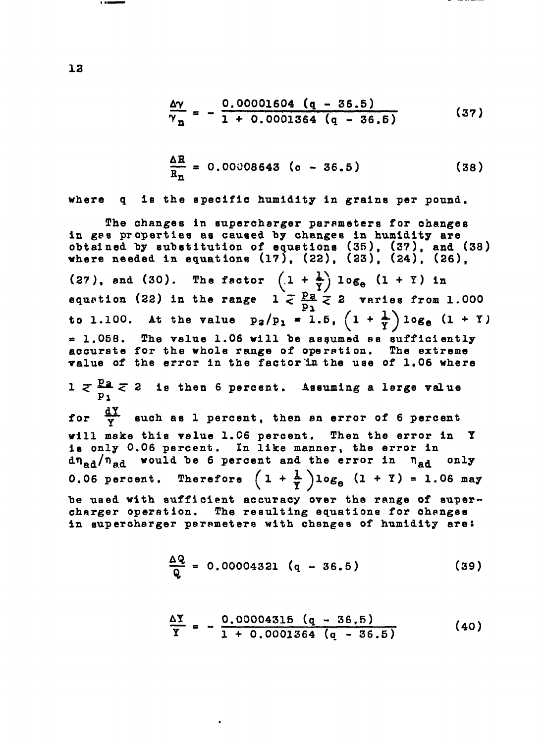$$\frac{\Delta\gamma}{\gamma_n} = -\frac{0.00001604\ (q - 36.5)}{1 + 0.0001364\ (q - 36.5)} \tag{37}$$

$$\frac{\Delta R}{R_n} = 0.00008643\ (q - 36.5) \tag{38}$$

where $q$ is the specific humidity in grains per pound.

The changes in supercharger parameters for changes in gas properties as caused by changes in humidity are obtained by substitution of equations (35), (37), and (38) where needed in equations (17), (22), (23), (24), (26), (27), and (30). The factor $\left(1 + \frac{1}{Y}\right) \log_e (1 + Y)$ in equation (22) in the range $1 \lesssim \frac{p_2}{p_1} \lesssim 2$ varies from 1.000 to 1.100. At the value $p_2/p_1 = 1.5$, $\left(1 + \frac{1}{Y}\right)\log_e (1 + Y)$ = 1.058. The value 1.06 will be assumed as sufficiently accurate for the whole range of operation. The extreme value of the error in the factor in the use of 1.06 where $1 \lesssim \frac{p_2}{p_1} \lesssim 2$ is then 6 percent. Assuming a large value for $\frac{dY}{Y}$ such as 1 percent, then an error of 6 percent will make this value 1.06 percent. Then the error in $Y$ is only 0.06 percent. In like manner, the error in $d\eta_{ad}/\eta_{ad}$ would be 6 percent and the error in $\eta_{ad}$ only 0.06 percent. Therefore $\left(1 + \frac{1}{Y}\right)\log_e (1 + Y) = 1.06$ may be used with sufficient accuracy over the range of supercharger operation. The resulting equations for changes in supercharger parameters with changes of humidity are:

$$\frac{\Delta Q}{Q} = 0.00004321\ (q - 36.5) \tag{39}$$

$$\frac{\Delta Y}{Y} = -\frac{0.00004315\ (q - 36.5)}{1 + 0.0001364\ (q - 36.5)} \tag{40}$$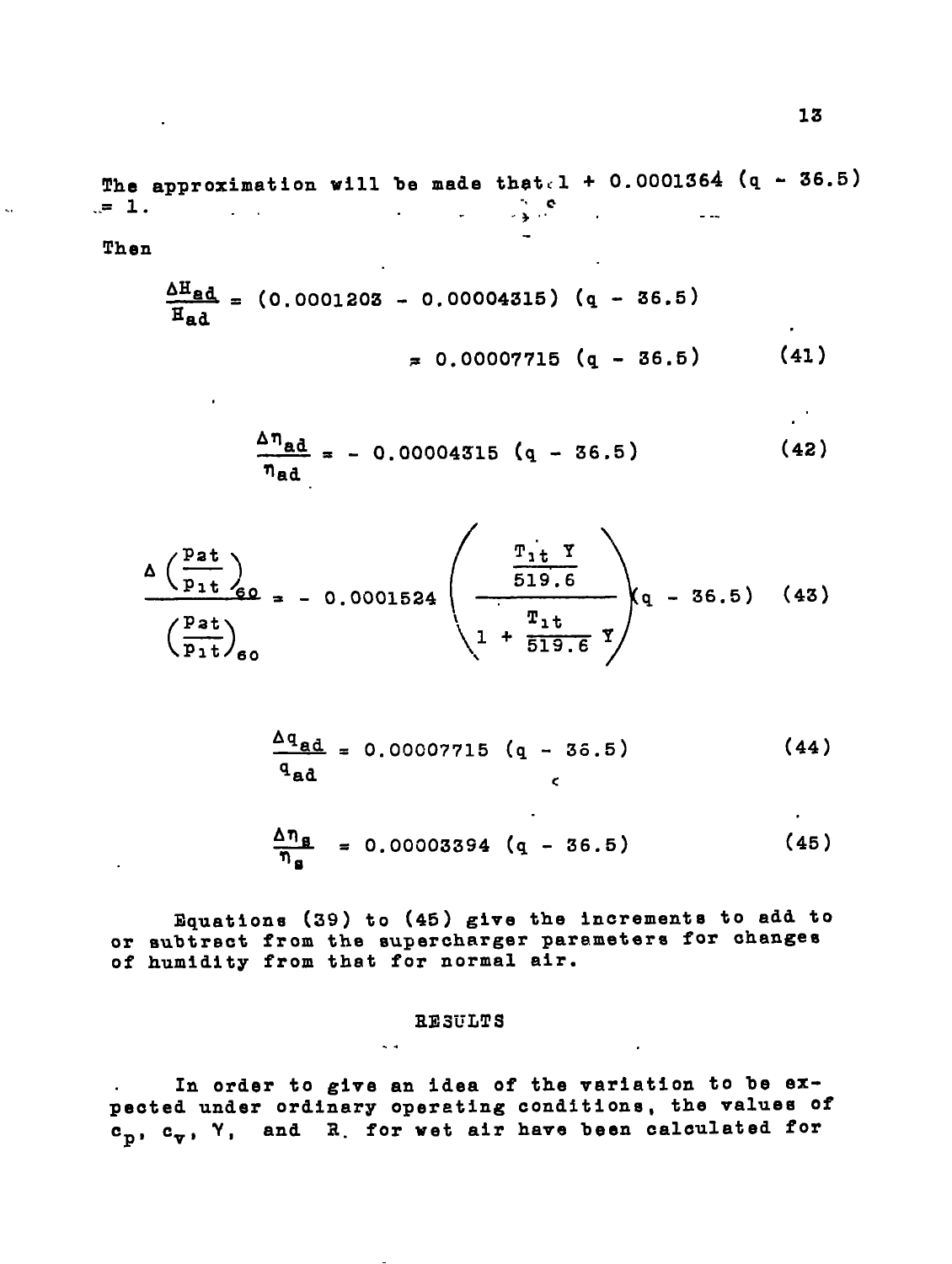The approximation will be made that $1 + 0.0001364\ (q - 36.5) = 1$.

Then

$$\frac{\Delta H_{ad}}{H_{ad}} = (0.0001203 - 0.00004315)\ (q - 36.5)$$

$$= 0.00007715\ (q - 36.5) \qquad (41)$$

$$\frac{\Delta \eta_{ad}}{\eta_{ad}} = -\ 0.00004315\ (q - 36.5) \qquad (42)$$

$$\frac{\Delta \left(\frac{p_{2t}}{p_{1t}}\right)_{60}}{\left(\frac{p_{2t}}{p_{1t}}\right)_{60}} = -\ 0.0001524 \left( \frac{\frac{T_{1t}\ \gamma}{519.6}}{1 + \frac{T_{1t}}{519.6}\ \gamma} \right) (q - 36.5) \qquad (43)$$

$$\frac{\Delta q_{ad}}{q_{ad}} = 0.00007715\ (q - 36.5) \qquad (44)$$

$$\frac{\Delta \eta_{s}}{\eta_{s}} = 0.00003394\ (q - 36.5) \qquad (45)$$

Equations (39) to (45) give the increments to add to or subtract from the supercharger parameters for changes of humidity from that for normal air.

## RESULTS

In order to give an idea of the variation to be expected under ordinary operating conditions, the values of $c_p$, $c_v$, $\gamma$, and $R$ for wet air have been calculated for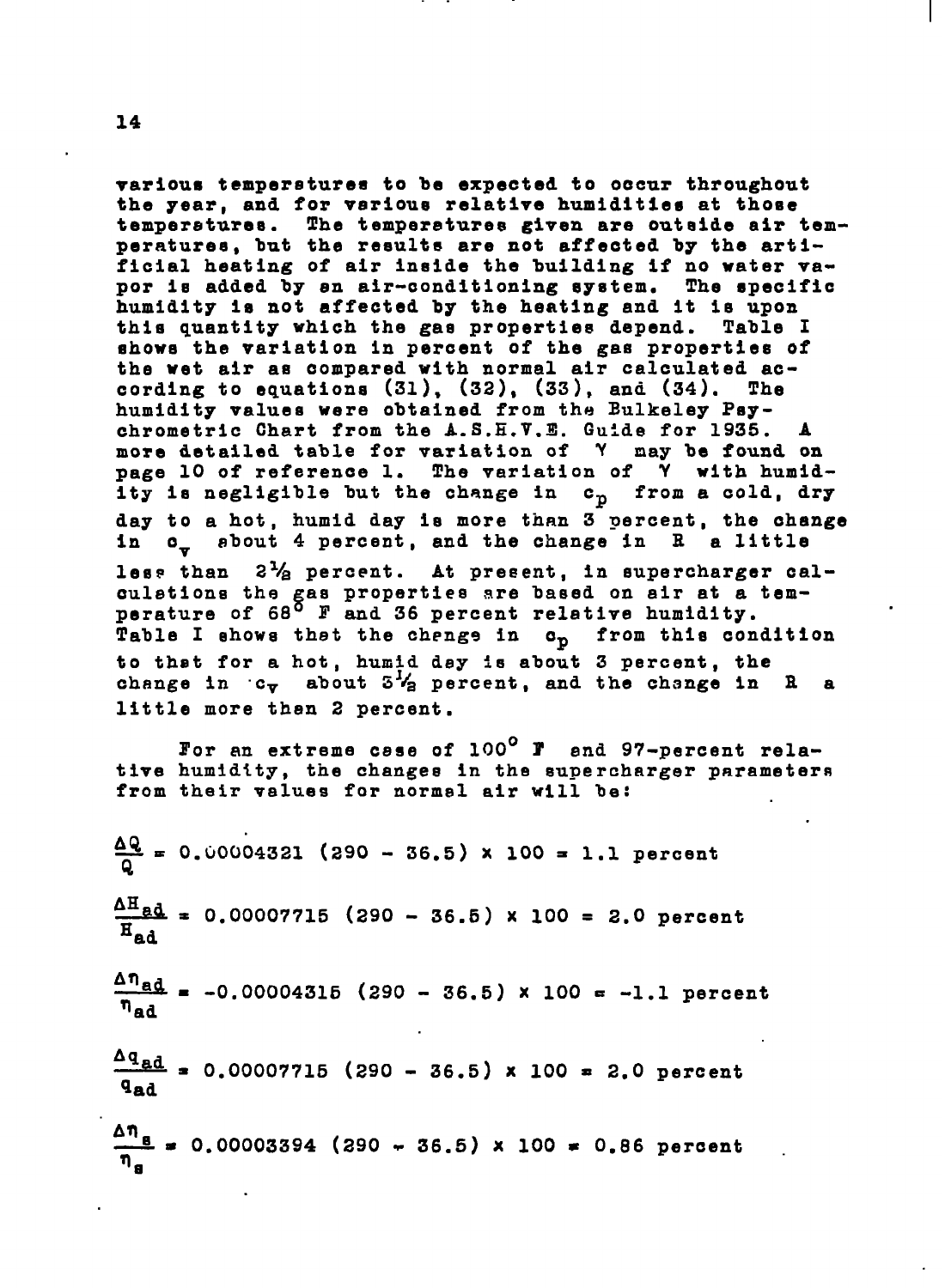various temperatures to be expected to occur throughout the year, and for various relative humidities at those temperatures. The temperatures given are outside air temperatures, but the results are not affected by the artificial heating of air inside the building if no water vapor is added by an air-conditioning system. The specific humidity is not affected by the heating and it is upon this quantity which the gas properties depend. Table I shows the variation in percent of the gas properties of the wet air as compared with normal air calculated according to equations (31), (32), (33), and (34). The humidity values were obtained from the Bulkeley Psychrometric Chart from the A.S.H.V.E. Guide for 1935. A more detailed table for variation of $\gamma$ may be found on page 10 of reference 1. The variation of $\gamma$ with humidity is negligible but the change in $c_p$ from a cold, dry day to a hot, humid day is more than 3 percent, the change in $c_v$ about 4 percent, and the change in $R$ a little less than $2\frac{1}{2}$ percent. At present, in supercharger calculations the gas properties are based on air at a temperature of 68° F and 36 percent relative humidity. Table I shows that the change in $c_p$ from this condition to that for a hot, humid day is about 3 percent, the change in $c_v$ about $3\frac{1}{2}$ percent, and the change in $R$ a little more than 2 percent.

For an extreme case of 100° F and 97-percent relative humidity, the changes in the supercharger parameters from their values for normal air will be:

$$\frac{\Delta Q}{Q} = 0.00004321\ (290 - 36.5) \times 100 = 1.1 \text{ percent}$$

$$\frac{\Delta H_{ad}}{H_{ad}} = 0.00007715\ (290 - 36.5) \times 100 = 2.0 \text{ percent}$$

$$\frac{\Delta \eta_{ad}}{\eta_{ad}} = -0.00004315\ (290 - 36.5) \times 100 = -1.1 \text{ percent}$$

$$\frac{\Delta q_{ad}}{q_{ad}} = 0.00007715\ (290 - 36.5) \times 100 = 2.0 \text{ percent}$$

$$\frac{\Delta \eta_s}{\eta_s} = 0.00003394\ (290 - 36.5) \times 100 = 0.86 \text{ percent}$$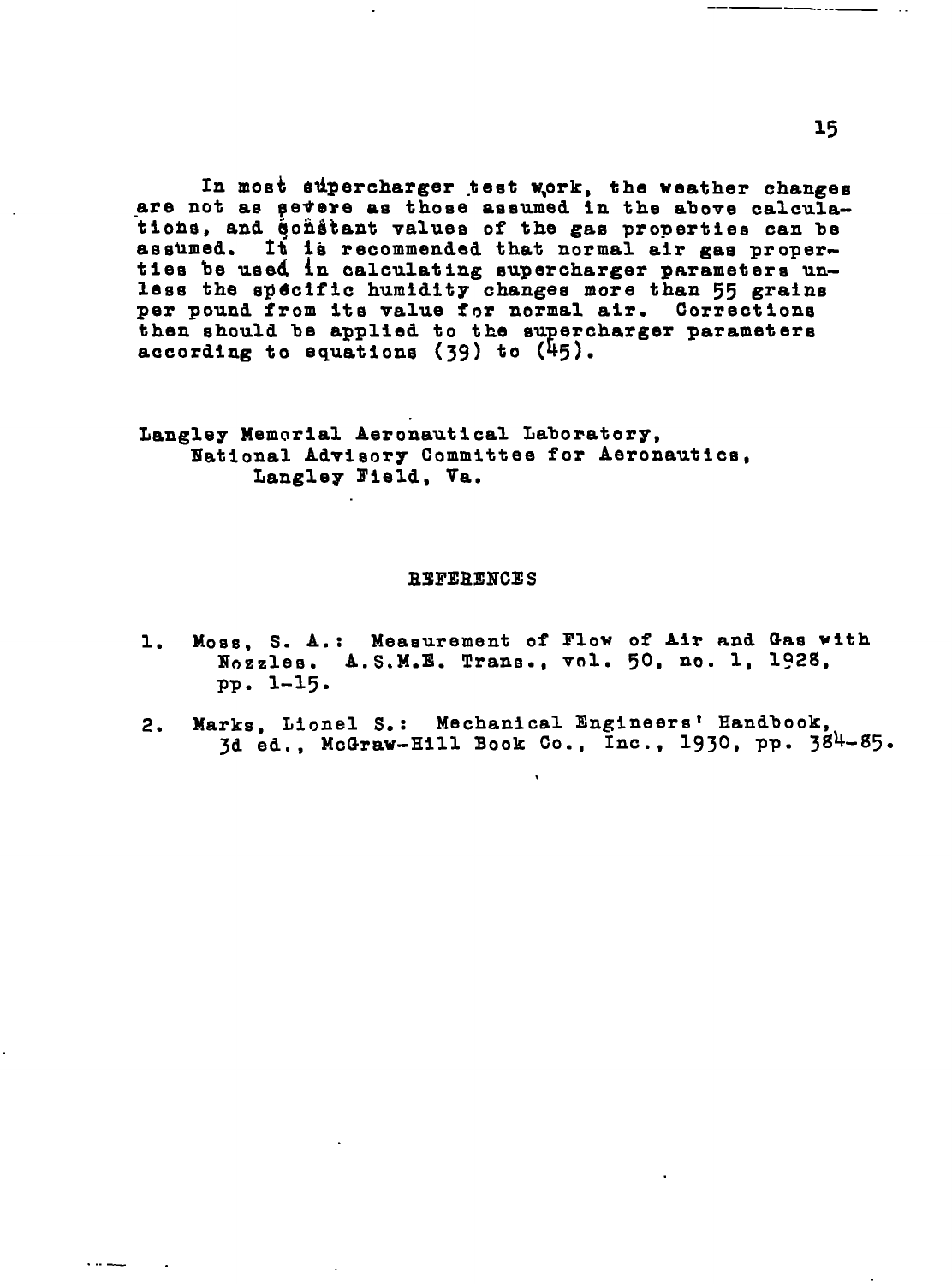In most supercharger test work, the weather changes are not as severe as those assumed in the above calculations, and constant values of the gas properties can be assumed. It is recommended that normal air gas properties be used in calculating supercharger parameters unless the specific humidity changes more than 55 grains per pound from its value for normal air. Corrections then should be applied to the supercharger parameters according to equations (39) to (45).

Langley Memorial Aeronautical Laboratory,
National Advisory Committee for Aeronautics,
Langley Field, Va.

## REFERENCES

1. Moss, S. A.: Measurement of Flow of Air and Gas with Nozzles. A.S.M.E. Trans., vol. 50, no. 1, 1928, pp. 1-15.
2. Marks, Lionel S.: Mechanical Engineers' Handbook, 3d ed., McGraw-Hill Book Co., Inc., 1930, pp. 384-85.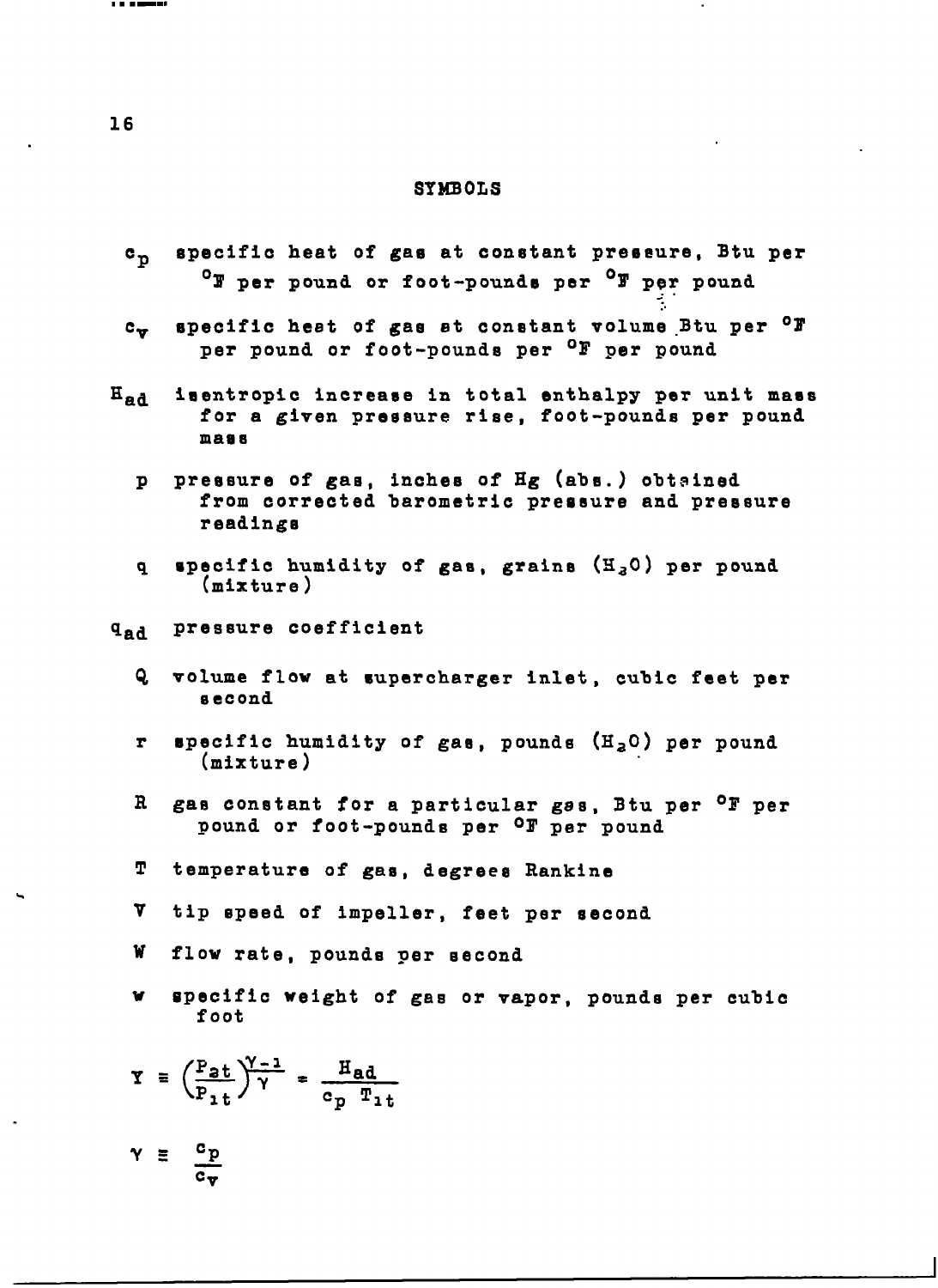## SYMBOLS

$c_p$ specific heat of gas at constant pressure, Btu per °F per pound or foot-pounds per °F per pound

$c_v$ specific heat of gas at constant volume Btu per °F per pound or foot-pounds per °F per pound

$H_{ad}$ isentropic increase in total enthalpy per unit mass for a given pressure rise, foot-pounds per pound mass

$p$ pressure of gas, inches of Hg (abs.) obtained from corrected barometric pressure and pressure readings

$q$ specific humidity of gas, grains ($H_2O$) per pound (mixture)

$q_{ad}$ pressure coefficient

$Q$ volume flow at supercharger inlet, cubic feet per second

$r$ specific humidity of gas, pounds ($H_2O$) per pound (mixture)

$R$ gas constant for a particular gas, Btu per °F per pound or foot-pounds per °F per pound

$T$ temperature of gas, degrees Rankine

$V$ tip speed of impeller, feet per second

$W$ flow rate, pounds per second

$w$ specific weight of gas or vapor, pounds per cubic foot

$$Y \equiv \left(\frac{P_{2t}}{P_{1t}}\right)^{\frac{\gamma-1}{\gamma}} = \frac{H_{ad}}{c_p \; T_{1t}}$$

$$\gamma \equiv \frac{c_p}{c_v}$$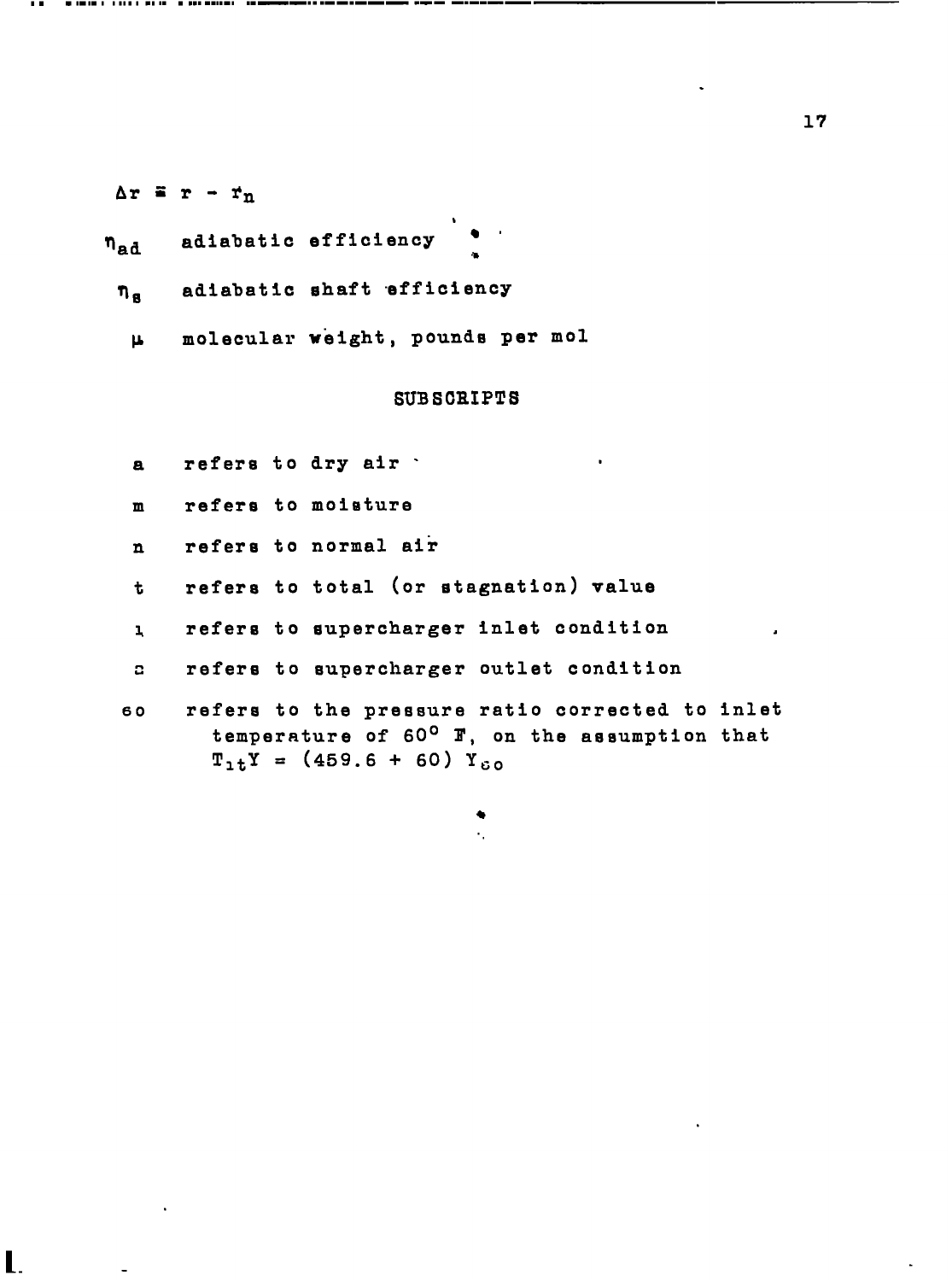$\Delta r \equiv r - r_n$

$\eta_{ad}$ adiabatic efficiency

$\eta_s$ adiabatic shaft efficiency

$\mu$ molecular weight, pounds per mol

## SUBSCRIPTS

a refers to dry air

m refers to moisture

n refers to normal air

t refers to total (or stagnation) value

1 refers to supercharger inlet condition

2 refers to supercharger outlet condition

60 refers to the pressure ratio corrected to inlet temperature of 60° F, on the assumption that $T_{1t}Y = (459.6 + 60)\ Y_{60}$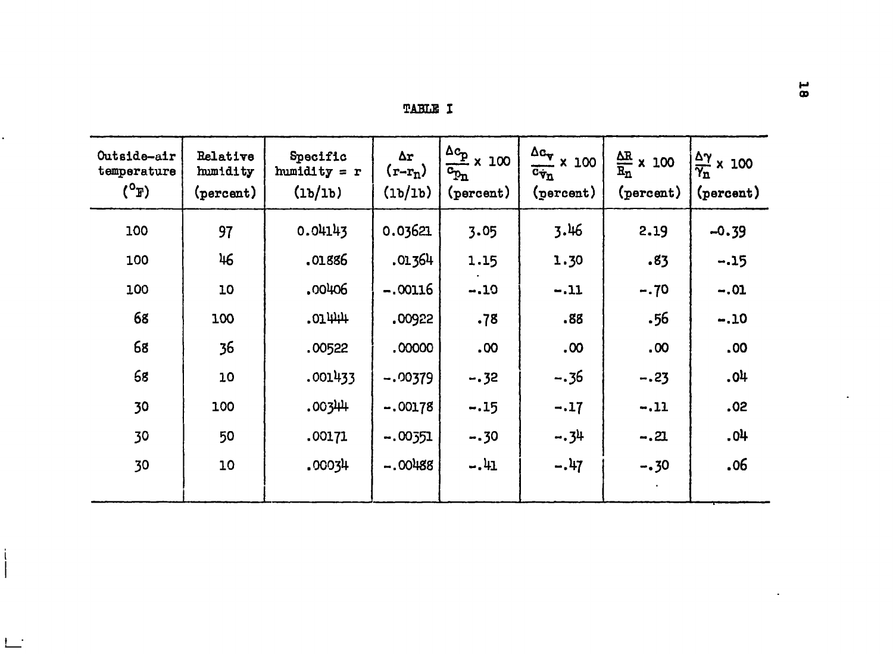TABLE I

| Outside-air temperature (°F) | Relative humidity (percent) | Specific humidity = r (lb/lb) | $\Delta r$ $(r-r_n)$ (lb/lb) | $\frac{\Delta c_p}{c_{p_n}} \times 100$ (percent) | $\frac{\Delta c_v}{c_{v_n}} \times 100$ (percent) | $\frac{\Delta R}{R_n} \times 100$ (percent) | $\frac{\Delta \gamma}{\gamma_n} \times 100$ (percent) |
|---|---|---|---|---|---|---|---|
| 100 | 97 | 0.04143 | 0.03621 | 3.05 | 3.46 | 2.19 | -0.39 |
| 100 | 46 | .01886 | .01364 | 1.15 | 1.30 | .83 | -.15 |
| 100 | 10 | .00406 | -.00116 | -.10 | -.11 | -.70 | -.01 |
| 68 | 100 | .01444 | .00922 | .78 | .88 | .56 | -.10 |
| 68 | 36 | .00522 | .00000 | .00 | .00 | .00 | .00 |
| 68 | 10 | .001433 | -.00379 | -.32 | -.36 | -.23 | .04 |
| 30 | 100 | .00344 | -.00178 | -.15 | -.17 | -.11 | .02 |
| 30 | 50 | .00171 | -.00351 | -.30 | -.34 | -.21 | .04 |
| 30 | 10 | .00034 | -.00488 | -.41 | -.47 | -.30 | .06 |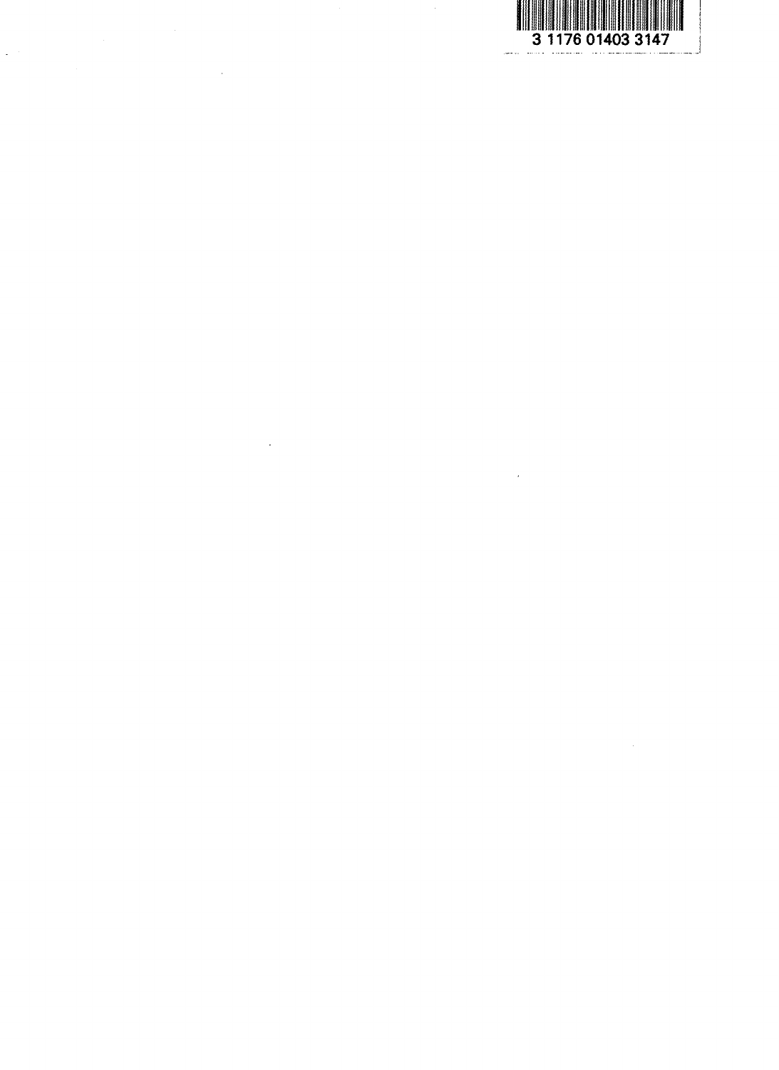3 1176 01403 3147